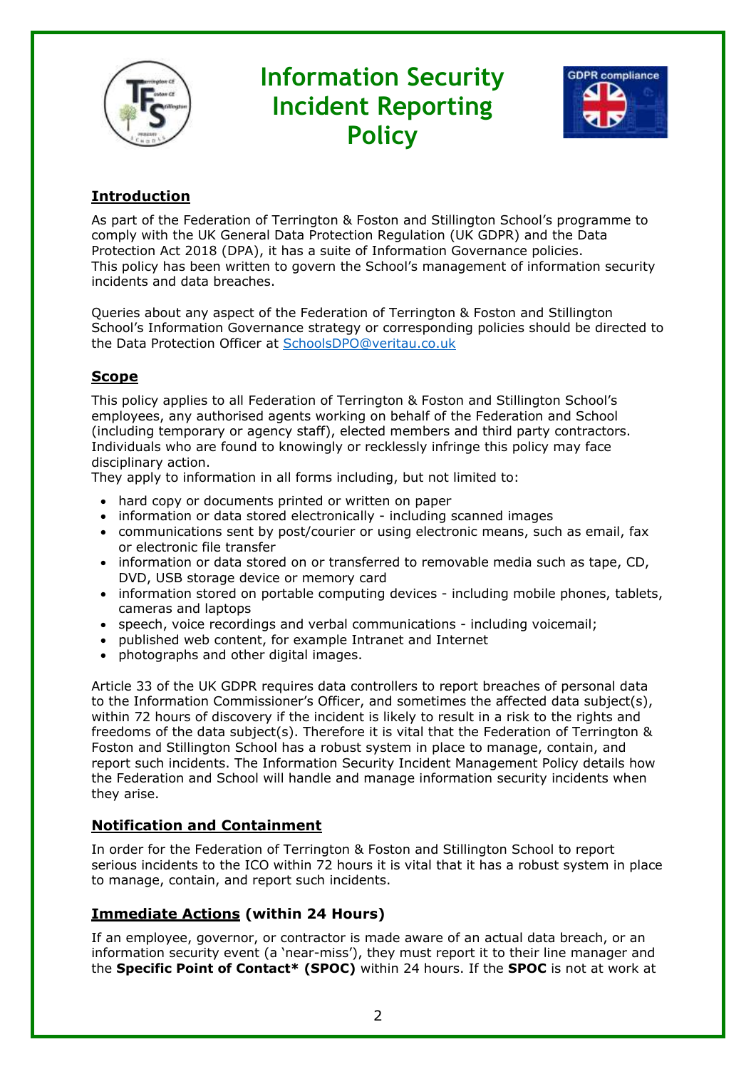# Information Security Incident Reporting Policy

## Introduction

As part of the Federation of Terrington & Foston and Stillington School's programme to comply with the UK General Data Protection Regulation (UK GDPR) and the Data Protection Act 2018 (DPA), it has a suite of Information Governance policies. This policy has been written to govern the School's management of information security incidents and data breaches.

Queries about any aspect of the Federation of Terrington & Foston and Stillington School's Information Governance strategy or corresponding policies should be directed to the Data Protection Officer at SchoolsDPO@veritau.co.uk

## Scope

This policy applies to all Federation of Terrington & Foston and Stillington School's employees, any authorised agents working on behalf of the Federation and School (including temporary or agency staff), elected members and third party contractors. Individuals who are found to knowingly or recklessly infringe this policy may face disciplinary action.
They apply to information in all forms including, but not limited to:

- hard copy or documents printed or written on paper
- information or data stored electronically - including scanned images
- communications sent by post/courier or using electronic means, such as email, fax or electronic file transfer
- information or data stored on or transferred to removable media such as tape, CD, DVD, USB storage device or memory card
- information stored on portable computing devices - including mobile phones, tablets, cameras and laptops
- speech, voice recordings and verbal communications - including voicemail;
- published web content, for example Intranet and Internet
- photographs and other digital images.

Article 33 of the UK GDPR requires data controllers to report breaches of personal data to the Information Commissioner's Officer, and sometimes the affected data subject(s), within 72 hours of discovery if the incident is likely to result in a risk to the rights and freedoms of the data subject(s). Therefore it is vital that the Federation of Terrington & Foston and Stillington School has a robust system in place to manage, contain, and report such incidents. The Information Security Incident Management Policy details how the Federation and School will handle and manage information security incidents when they arise.

## Notification and Containment

In order for the Federation of Terrington & Foston and Stillington School to report serious incidents to the ICO within 72 hours it is vital that it has a robust system in place to manage, contain, and report such incidents.

## Immediate Actions (within 24 Hours)

If an employee, governor, or contractor is made aware of an actual data breach, or an information security event (a 'near-miss'), they must report it to their line manager and the **Specific Point of Contact* (SPOC)** within 24 hours. If the **SPOC** is not at work at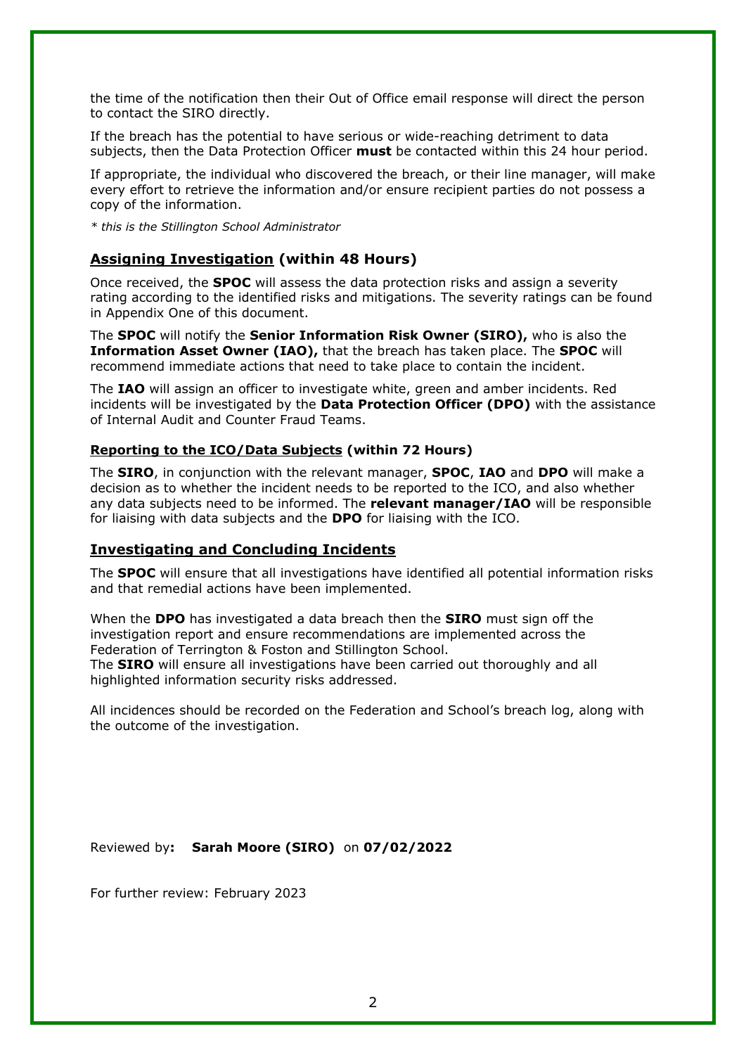the time of the notification then their Out of Office email response will direct the person to contact the SIRO directly.

If the breach has the potential to have serious or wide-reaching detriment to data subjects, then the Data Protection Officer **must** be contacted within this 24 hour period.

If appropriate, the individual who discovered the breach, or their line manager, will make every effort to retrieve the information and/or ensure recipient parties do not possess a copy of the information.

*\* this is the Stillington School Administrator*

## <u>Assigning Investigation</u> (within 48 Hours)

Once received, the **SPOC** will assess the data protection risks and assign a severity rating according to the identified risks and mitigations. The severity ratings can be found in Appendix One of this document.

The **SPOC** will notify the **Senior Information Risk Owner (SIRO),** who is also the **Information Asset Owner (IAO),** that the breach has taken place. The **SPOC** will recommend immediate actions that need to take place to contain the incident.

The **IAO** will assign an officer to investigate white, green and amber incidents. Red incidents will be investigated by the **Data Protection Officer (DPO)** with the assistance of Internal Audit and Counter Fraud Teams.

### <u>Reporting to the ICO/Data Subjects</u> (within 72 Hours)

The **SIRO**, in conjunction with the relevant manager, **SPOC**, **IAO** and **DPO** will make a decision as to whether the incident needs to be reported to the ICO, and also whether any data subjects need to be informed. The **relevant manager/IAO** will be responsible for liaising with data subjects and the **DPO** for liaising with the ICO.

## <u>Investigating and Concluding Incidents</u>

The **SPOC** will ensure that all investigations have identified all potential information risks and that remedial actions have been implemented.

When the **DPO** has investigated a data breach then the **SIRO** must sign off the investigation report and ensure recommendations are implemented across the Federation of Terrington & Foston and Stillington School.
The **SIRO** will ensure all investigations have been carried out thoroughly and all highlighted information security risks addressed.

All incidences should be recorded on the Federation and School's breach log, along with the outcome of the investigation.

Reviewed by**: Sarah Moore (SIRO)** on **07/02/2022**

For further review: February 2023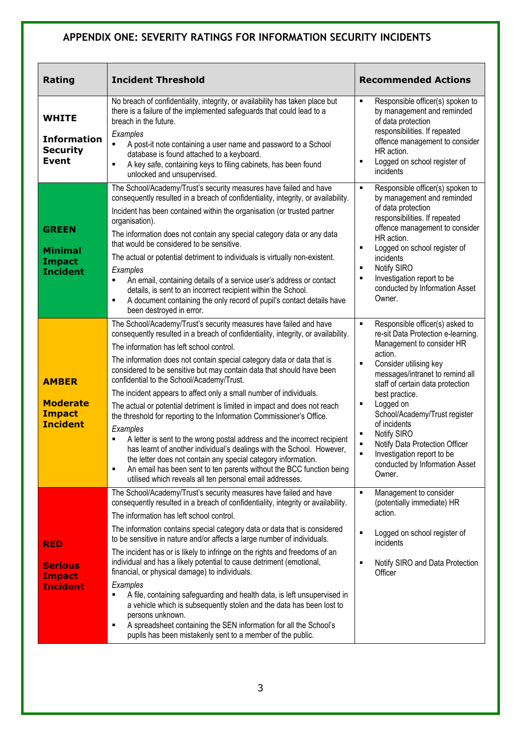## APPENDIX ONE: SEVERITY RATINGS FOR INFORMATION SECURITY INCIDENTS

| Rating | Incident Threshold | Recommended Actions |
|---|---|---|
| **WHITE**<br><br>**Information Security Event** | No breach of confidentiality, integrity, or availability has taken place but there is a failure of the implemented safeguards that could lead to a breach in the future.<br><br>*Examples*<br>▪ A post-it note containing a user name and password to a School database is found attached to a keyboard.<br>▪ A key safe, containing keys to filing cabinets, has been found unlocked and unsupervised. | ▪ Responsible officer(s) spoken to by management and reminded of data protection responsibilities. If repeated offence management to consider HR action.<br>▪ Logged on school register of incidents |
| **GREEN**<br><br>**Minimal Impact Incident** | The School/Academy/Trust's security measures have failed and have consequently resulted in a breach of confidentiality, integrity, or availability.<br><br>Incident has been contained within the organisation (or trusted partner organisation).<br><br>The information does not contain any special category data or any data that would be considered to be sensitive.<br><br>The actual or potential detriment to individuals is virtually non-existent.<br><br>*Examples*<br>▪ An email, containing details of a service user's address or contact details, is sent to an incorrect recipient within the School.<br>▪ A document containing the only record of pupil's contact details have been destroyed in error. | ▪ Responsible officer(s) spoken to by management and reminded of data protection responsibilities. If repeated offence management to consider HR action.<br>▪ Logged on school register of incidents<br>▪ Notify SIRO<br>▪ Investigation report to be conducted by Information Asset Owner. |
| **AMBER**<br><br>**Moderate Impact Incident** | The School/Academy/Trust's security measures have failed and have consequently resulted in a breach of confidentiality, integrity, or availability.<br><br>The information has left school control.<br><br>The information does not contain special category data or data that is considered to be sensitive but may contain data that should have been confidential to the School/Academy/Trust.<br><br>The incident appears to affect only a small number of individuals.<br><br>The actual or potential detriment is limited in impact and does not reach the threshold for reporting to the Information Commissioner's Office.<br><br>*Examples*<br>▪ A letter is sent to the wrong postal address and the incorrect recipient has learnt of another individual's dealings with the School. However, the letter does not contain any special category information.<br>▪ An email has been sent to ten parents without the BCC function being utilised which reveals all ten personal email addresses. | ▪ Responsible officer(s) asked to re-sit Data Protection e-learning. Management to consider HR action.<br>▪ Consider utilising key messages/intranet to remind all staff of certain data protection best practice.<br>▪ Logged on School/Academy/Trust register of incidents<br>▪ Notify SIRO<br>▪ Notify Data Protection Officer<br>▪ Investigation report to be conducted by Information Asset Owner. |
| **RED**<br><br>**Serious Impact Incident** | The School/Academy/Trust's security measures have failed and have consequently resulted in a breach of confidentiality, integrity or availability.<br><br>The information has left school control.<br><br>The information contains special category data or data that is considered to be sensitive in nature and/or affects a large number of individuals.<br><br>The incident has or is likely to infringe on the rights and freedoms of an individual and has a likely potential to cause detriment (emotional, financial, or physical damage) to individuals.<br><br>*Examples*<br>▪ A file, containing safeguarding and health data, is left unsupervised in a vehicle which is subsequently stolen and the data has been lost to persons unknown.<br>▪ A spreadsheet containing the SEN information for all the School's pupils has been mistakenly sent to a member of the public. | ▪ Management to consider (potentially immediate) HR action.<br>▪ Logged on school register of incidents<br>▪ Notify SIRO and Data Protection Officer |